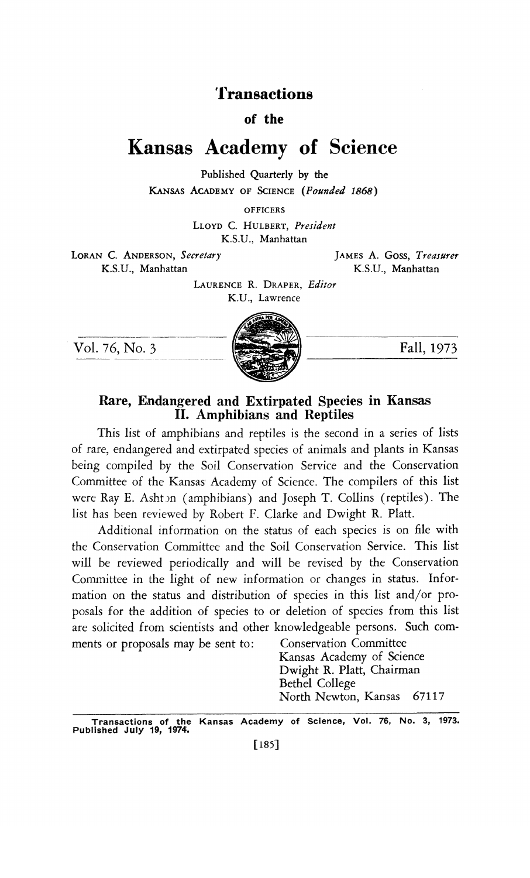# Transactions

of the

# Kansas Academy of Science

Published Quarterly by the

KANSAS ACADEMY OF SCIENCE (*Founded 1868*)

OFFICERS

LLOYD C. HULBERT, *President*
K.S.U., Manhattan

LORAN C. ANDERSON, *Secretary*
K.S.U., Manhattan

JAMES A. GOSS, *Treasurer*
K.S.U., Manhattan

LAURENCE R. DRAPER, *Editor*
K.U., Lawrence

Vol. 76, No. 3 — Fall, 1973

## Rare, Endangered and Extirpated Species in Kansas
## II. Amphibians and Reptiles

This list of amphibians and reptiles is the second in a series of lists of rare, endangered and extirpated species of animals and plants in Kansas being compiled by the Soil Conservation Service and the Conservation Committee of the Kansas Academy of Science. The compilers of this list were Ray E. Ashton (amphibians) and Joseph T. Collins (reptiles). The list has been reviewed by Robert F. Clarke and Dwight R. Platt.

Additional information on the status of each species is on file with the Conservation Committee and the Soil Conservation Service. This list will be reviewed periodically and will be revised by the Conservation Committee in the light of new information or changes in status. Information on the status and distribution of species in this list and/or proposals for the addition of species to or deletion of species from this list are solicited from scientists and other knowledgeable persons. Such comments or proposals may be sent to:

Conservation Committee
Kansas Academy of Science
Dwight R. Platt, Chairman
Bethel College
North Newton, Kansas 67117

Transactions of the Kansas Academy of Science, Vol. 76, No. 3, 1973. Published July 19, 1974.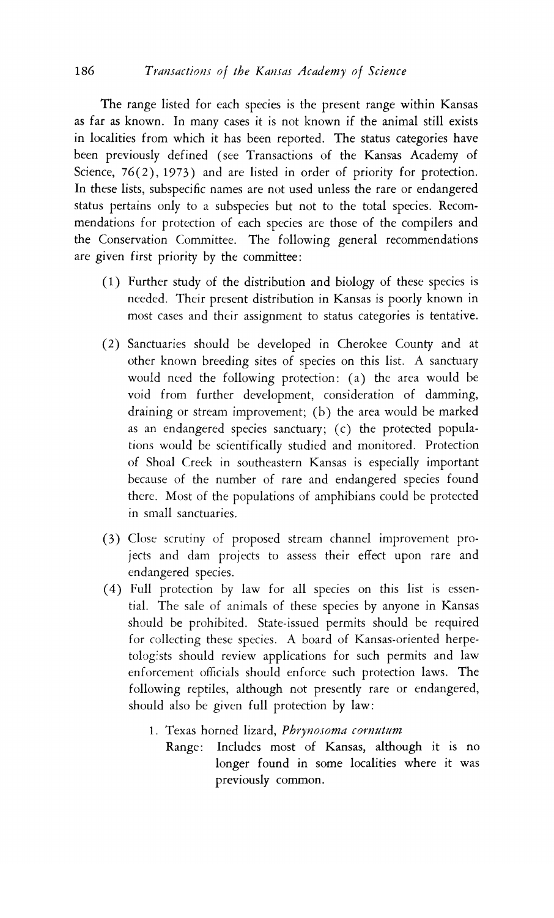The range listed for each species is the present range within Kansas as far as known. In many cases it is not known if the animal still exists in localities from which it has been reported. The status categories have been previously defined (see Transactions of the Kansas Academy of Science, 76(2), 1973) and are listed in order of priority for protection. In these lists, subspecific names are not used unless the rare or endangered status pertains only to a subspecies but not to the total species. Recommendations for protection of each species are those of the compilers and the Conservation Committee. The following general recommendations are given first priority by the committee:

(1) Further study of the distribution and biology of these species is needed. Their present distribution in Kansas is poorly known in most cases and their assignment to status categories is tentative.

(2) Sanctuaries should be developed in Cherokee County and at other known breeding sites of species on this list. A sanctuary would need the following protection: (a) the area would be void from further development, consideration of damming, draining or stream improvement; (b) the area would be marked as an endangered species sanctuary; (c) the protected populations would be scientifically studied and monitored. Protection of Shoal Creek in southeastern Kansas is especially important because of the number of rare and endangered species found there. Most of the populations of amphibians could be protected in small sanctuaries.

(3) Close scrutiny of proposed stream channel improvement projects and dam projects to assess their effect upon rare and endangered species.

(4) Full protection by law for all species on this list is essential. The sale of animals of these species by anyone in Kansas should be prohibited. State-issued permits should be required for collecting these species. A board of Kansas-oriented herpetologists should review applications for such permits and law enforcement officials should enforce such protection laws. The following reptiles, although not presently rare or endangered, should also be given full protection by law:

1. Texas horned lizard, *Phrynosoma cornutum*
   Range: Includes most of Kansas, although it is no longer found in some localities where it was previously common.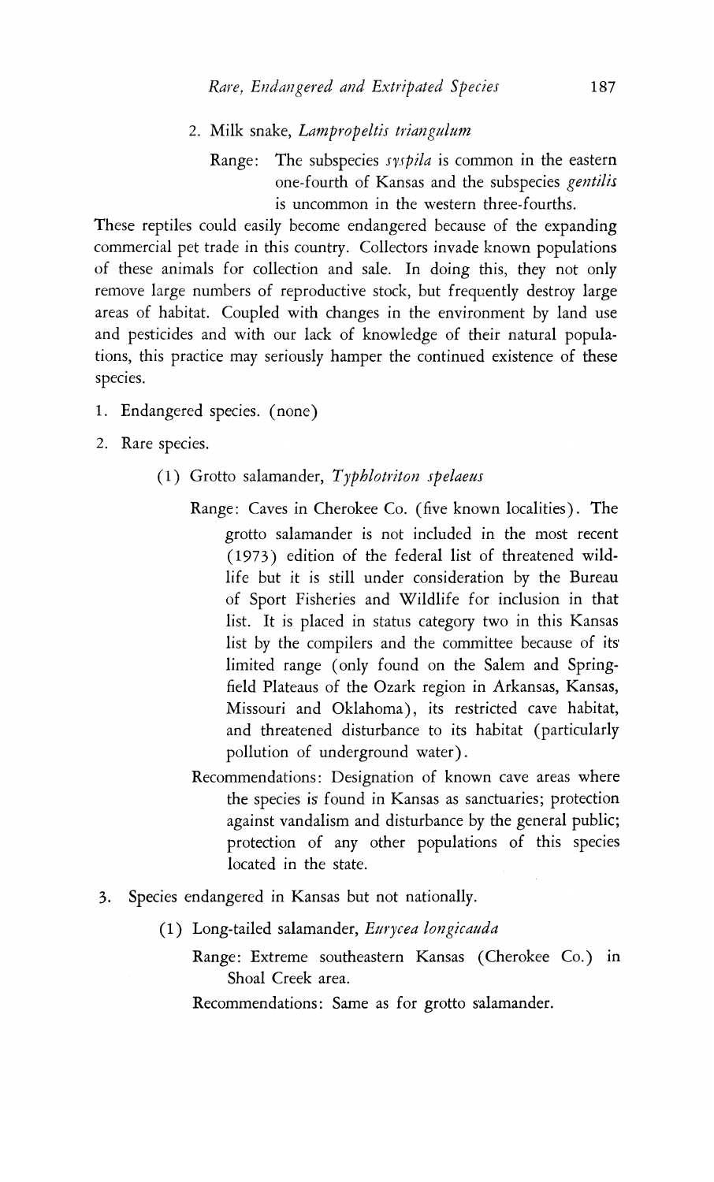2. Milk snake, *Lampropeltis triangulum*

   Range: The subspecies *syspila* is common in the eastern one-fourth of Kansas and the subspecies *gentilis* is uncommon in the western three-fourths.

These reptiles could easily become endangered because of the expanding commercial pet trade in this country. Collectors invade known populations of these animals for collection and sale. In doing this, they not only remove large numbers of reproductive stock, but frequently destroy large areas of habitat. Coupled with changes in the environment by land use and pesticides and with our lack of knowledge of their natural populations, this practice may seriously hamper the continued existence of these species.

1. Endangered species. (none)

2. Rare species.

   (1) Grotto salamander, *Typhlotriton spelaeus*

   Range: Caves in Cherokee Co. (five known localities). The grotto salamander is not included in the most recent (1973) edition of the federal list of threatened wildlife but it is still under consideration by the Bureau of Sport Fisheries and Wildlife for inclusion in that list. It is placed in status category two in this Kansas list by the compilers and the committee because of its limited range (only found on the Salem and Springfield Plateaus of the Ozark region in Arkansas, Kansas, Missouri and Oklahoma), its restricted cave habitat, and threatened disturbance to its habitat (particularly pollution of underground water).

   Recommendations: Designation of known cave areas where the species is found in Kansas as sanctuaries; protection against vandalism and disturbance by the general public; protection of any other populations of this species located in the state.

3. Species endangered in Kansas but not nationally.

   (1) Long-tailed salamander, *Eurycea longicauda*

   Range: Extreme southeastern Kansas (Cherokee Co.) in Shoal Creek area.

   Recommendations: Same as for grotto salamander.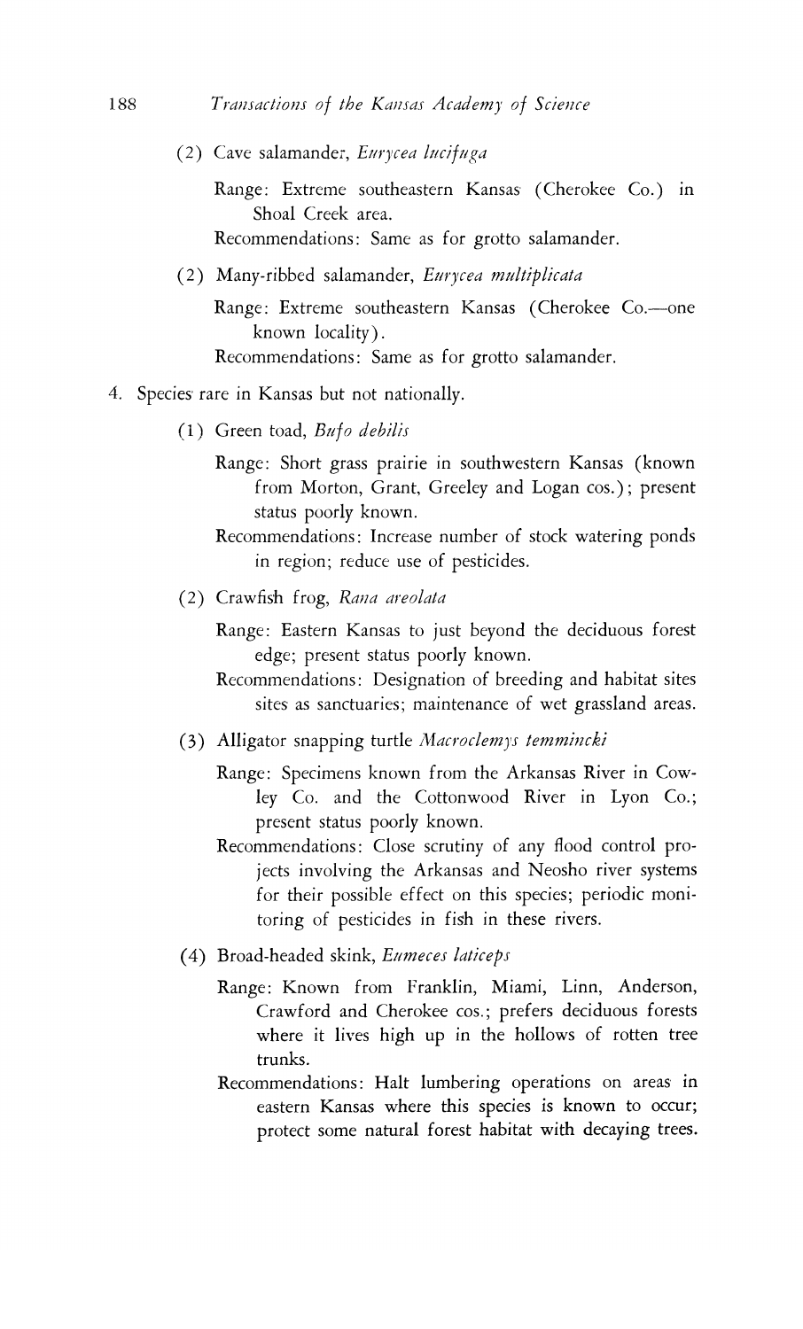(2) Cave salamander, *Eurycea lucifuga*

Range: Extreme southeastern Kansas (Cherokee Co.) in Shoal Creek area.

Recommendations: Same as for grotto salamander.

(2) Many-ribbed salamander, *Eurycea multiplicata*

Range: Extreme southeastern Kansas (Cherokee Co.—one known locality).

Recommendations: Same as for grotto salamander.

4. Species rare in Kansas but not nationally.

(1) Green toad, *Bufo debilis*

Range: Short grass prairie in southwestern Kansas (known from Morton, Grant, Greeley and Logan cos.); present status poorly known.

Recommendations: Increase number of stock watering ponds in region; reduce use of pesticides.

(2) Crawfish frog, *Rana areolata*

Range: Eastern Kansas to just beyond the deciduous forest edge; present status poorly known.

Recommendations: Designation of breeding and habitat sites sites as sanctuaries; maintenance of wet grassland areas.

(3) Alligator snapping turtle *Macroclemys temmincki*

Range: Specimens known from the Arkansas River in Cowley Co. and the Cottonwood River in Lyon Co.; present status poorly known.

Recommendations: Close scrutiny of any flood control projects involving the Arkansas and Neosho river systems for their possible effect on this species; periodic monitoring of pesticides in fish in these rivers.

(4) Broad-headed skink, *Eumeces laticeps*

Range: Known from Franklin, Miami, Linn, Anderson, Crawford and Cherokee cos.; prefers deciduous forests where it lives high up in the hollows of rotten tree trunks.

Recommendations: Halt lumbering operations on areas in eastern Kansas where this species is known to occur; protect some natural forest habitat with decaying trees.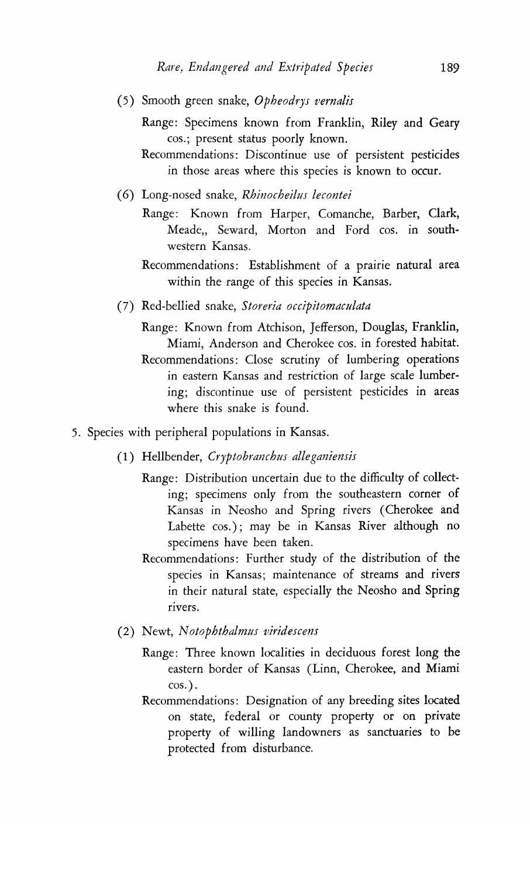(5) Smooth green snake, *Opheodrys vernalis*

Range: Specimens known from Franklin, Riley and Geary cos.; present status poorly known.

Recommendations: Discontinue use of persistent pesticides in those areas where this species is known to occur.

(6) Long-nosed snake, *Rhinocheilus lecontei*

Range: Known from Harper, Comanche, Barber, Clark, Meade,, Seward, Morton and Ford cos. in southwestern Kansas.

Recommendations: Establishment of a prairie natural area within the range of this species in Kansas.

(7) Red-bellied snake, *Storeria occipitomaculata*

Range: Known from Atchison, Jefferson, Douglas, Franklin, Miami, Anderson and Cherokee cos. in forested habitat.

Recommendations: Close scrutiny of lumbering operations in eastern Kansas and restriction of large scale lumbering; discontinue use of persistent pesticides in areas where this snake is found.

5. Species with peripheral populations in Kansas.

(1) Hellbender, *Cryptobranchus alleganiensis*

Range: Distribution uncertain due to the difficulty of collecting; specimens only from the southeastern corner of Kansas in Neosho and Spring rivers (Cherokee and Labette cos.); may be in Kansas River although no specimens have been taken.

Recommendations: Further study of the distribution of the species in Kansas; maintenance of streams and rivers in their natural state, especially the Neosho and Spring rivers.

(2) Newt, *Notophthalmus viridescens*

Range: Three known localities in deciduous forest long the eastern border of Kansas (Linn, Cherokee, and Miami cos.).

Recommendations: Designation of any breeding sites located on state, federal or county property or on private property of willing landowners as sanctuaries to be protected from disturbance.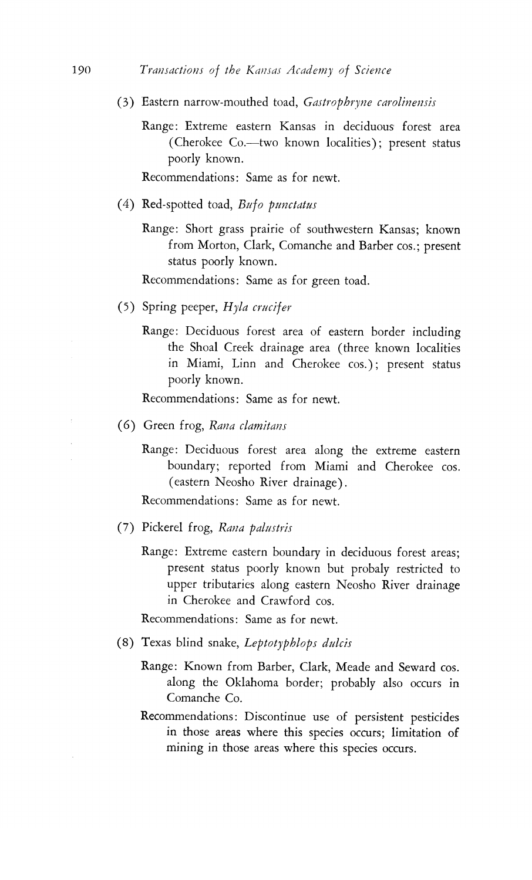(3) Eastern narrow-mouthed toad, *Gastrophryne carolinensis*

Range: Extreme eastern Kansas in deciduous forest area (Cherokee Co.—two known localities); present status poorly known.

Recommendations: Same as for newt.

(4) Red-spotted toad, *Bufo punctatus*

Range: Short grass prairie of southwestern Kansas; known from Morton, Clark, Comanche and Barber cos.; present status poorly known.

Recommendations: Same as for green toad.

(5) Spring peeper, *Hyla crucifer*

Range: Deciduous forest area of eastern border including the Shoal Creek drainage area (three known localities in Miami, Linn and Cherokee cos.); present status poorly known.

Recommendations: Same as for newt.

(6) Green frog, *Rana clamitans*

Range: Deciduous forest area along the extreme eastern boundary; reported from Miami and Cherokee cos. (eastern Neosho River drainage).

Recommendations: Same as for newt.

(7) Pickerel frog, *Rana palustris*

Range: Extreme eastern boundary in deciduous forest areas; present status poorly known but probaly restricted to upper tributaries along eastern Neosho River drainage in Cherokee and Crawford cos.

Recommendations: Same as for newt.

(8) Texas blind snake, *Leptotyphlops dulcis*

Range: Known from Barber, Clark, Meade and Seward cos. along the Oklahoma border; probably also occurs in Comanche Co.

Recommendations: Discontinue use of persistent pesticides in those areas where this species occurs; limitation of mining in those areas where this species occurs.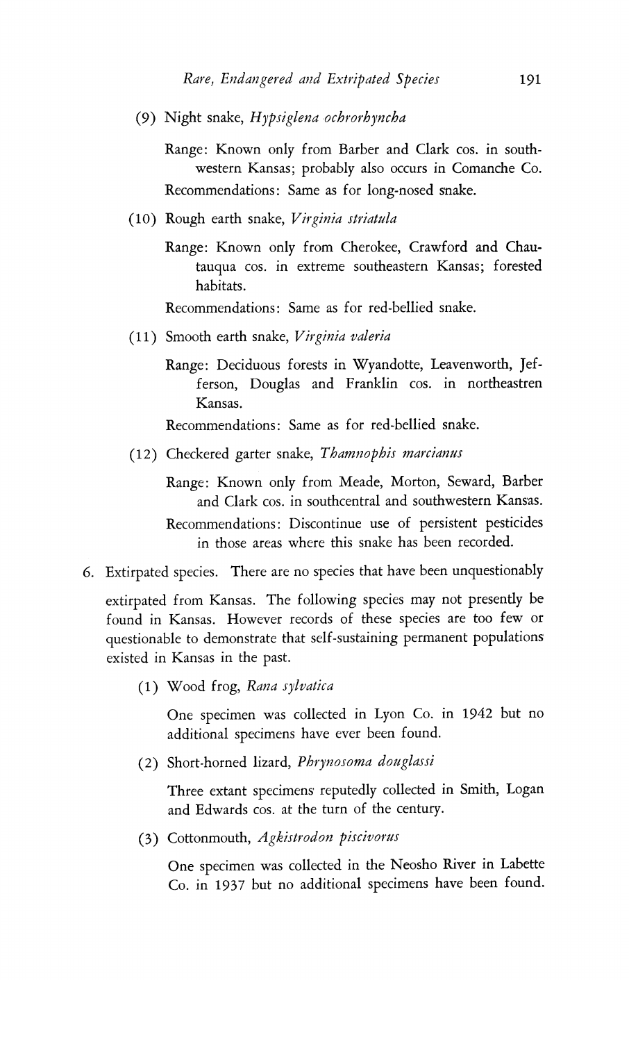(9) Night snake, *Hypsiglena ochrorhyncha*

Range: Known only from Barber and Clark cos. in southwestern Kansas; probably also occurs in Comanche Co.

Recommendations: Same as for long-nosed snake.

(10) Rough earth snake, *Virginia striatula*

Range: Known only from Cherokee, Crawford and Chautauqua cos. in extreme southeastern Kansas; forested habitats.

Recommendations: Same as for red-bellied snake.

(11) Smooth earth snake, *Virginia valeria*

Range: Deciduous forests in Wyandotte, Leavenworth, Jefferson, Douglas and Franklin cos. in northeastren Kansas.

Recommendations: Same as for red-bellied snake.

(12) Checkered garter snake, *Thamnophis marcianus*

Range: Known only from Meade, Morton, Seward, Barber and Clark cos. in southcentral and southwestern Kansas.

Recommendations: Discontinue use of persistent pesticides in those areas where this snake has been recorded.

6. Extirpated species. There are no species that have been unquestionably extirpated from Kansas. The following species may not presently be found in Kansas. However records of these species are too few or questionable to demonstrate that self-sustaining permanent populations existed in Kansas in the past.

(1) Wood frog, *Rana sylvatica*

One specimen was collected in Lyon Co. in 1942 but no additional specimens have ever been found.

(2) Short-horned lizard, *Phrynosoma douglassi*

Three extant specimens reputedly collected in Smith, Logan and Edwards cos. at the turn of the century.

(3) Cottonmouth, *Agkistrodon piscivorus*

One specimen was collected in the Neosho River in Labette Co. in 1937 but no additional specimens have been found.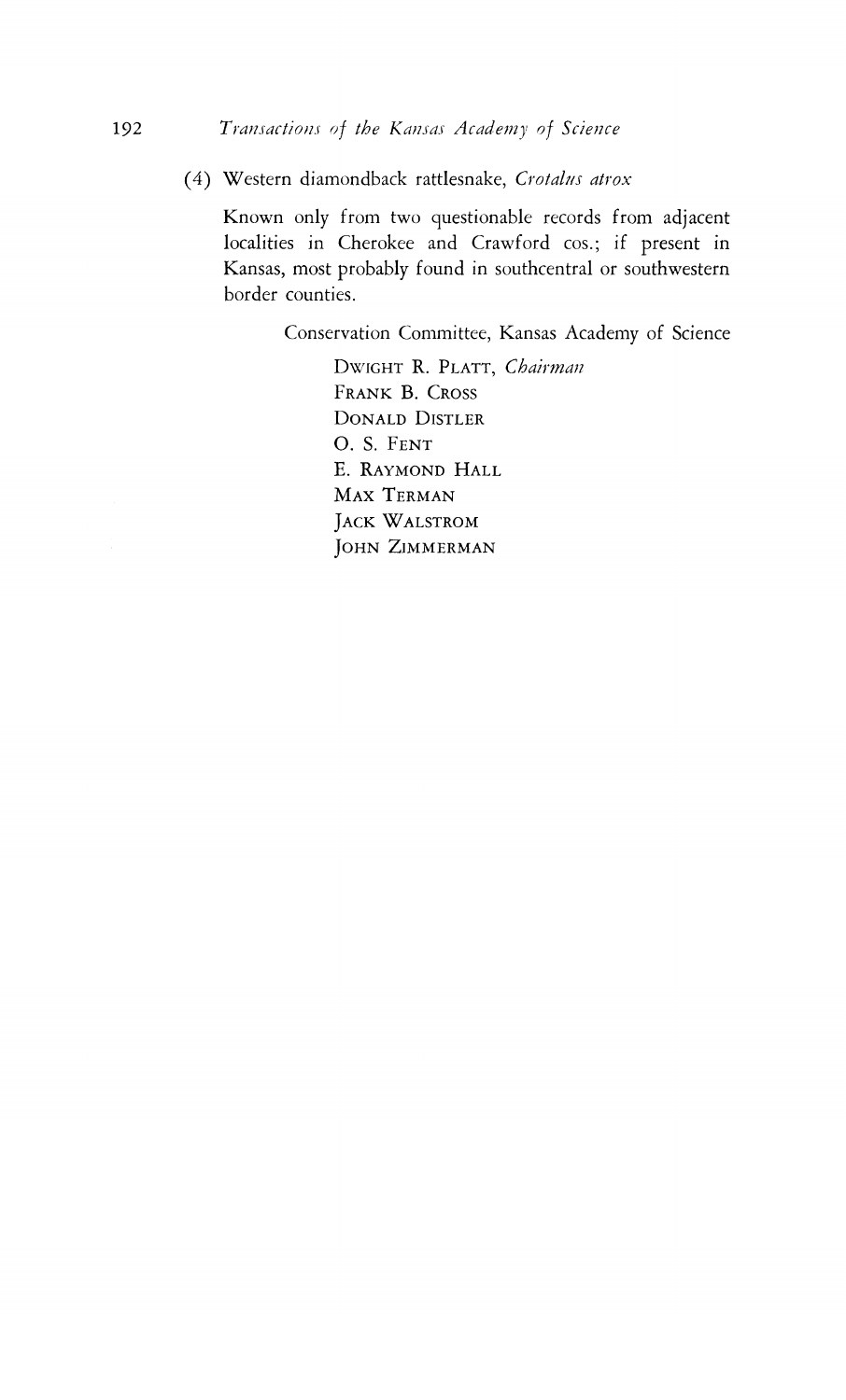(4) Western diamondback rattlesnake, *Crotalus atrox*

Known only from two questionable records from adjacent localities in Cherokee and Crawford cos.; if present in Kansas, most probably found in southcentral or southwestern border counties.

Conservation Committee, Kansas Academy of Science

DWIGHT R. PLATT, *Chairman*
FRANK B. CROSS
DONALD DISTLER
O. S. FENT
E. RAYMOND HALL
MAX TERMAN
JACK WALSTROM
JOHN ZIMMERMAN